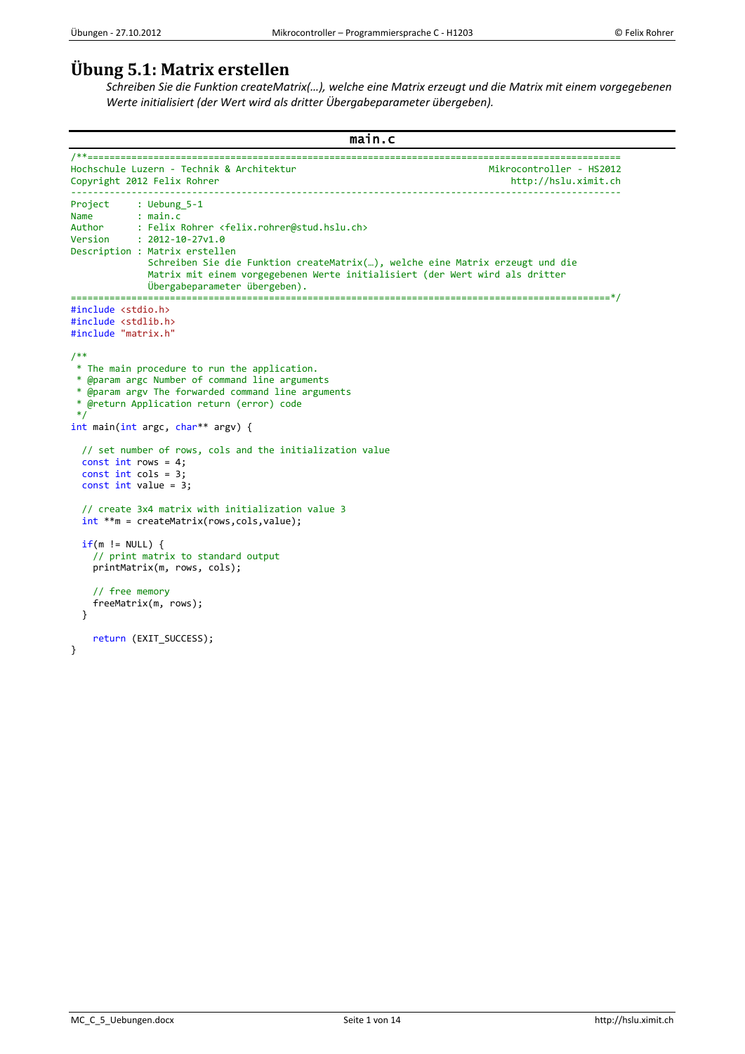# Übung 5.1: Matrix erstellen

*Schreiben Sie die Funktion createMatrix(…), welche eine Matrix erzeugt und die Matrix mit einem vorgegebenen Werte initialisiert (der Wert wird als dritter Übergabeparameter übergeben).*

**main.c**

```c
/**===============================================================================================
Hochschule Luzern - Technik & Architektur                                  Mikrocontroller - HS2012
Copyright 2012 Felix Rohrer                                                     http://hslu.ximit.ch
--------------------------------------------------------------------------------------------------
Project     : Uebung_5-1
Name        : main.c
Author      : Felix Rohrer <felix.rohrer@stud.hslu.ch>
Version     : 2012-10-27v1.0
Description : Matrix erstellen
              Schreiben Sie die Funktion createMatrix(…), welche eine Matrix erzeugt und die
              Matrix mit einem vorgegebenen Werte initialisiert (der Wert wird als dritter
              Übergabeparameter übergeben).
===============================================================================================*/
#include <stdio.h>
#include <stdlib.h>
#include "matrix.h"

/**
 * The main procedure to run the application.
 * @param argc Number of command line arguments
 * @param argv The forwarded command line arguments
 * @return Application return (error) code
 */
int main(int argc, char** argv) {

  // set number of rows, cols and the initialization value
  const int rows = 4;
  const int cols = 3;
  const int value = 3;

  // create 3x4 matrix with initialization value 3
  int **m = createMatrix(rows,cols,value);

  if(m != NULL) {
    // print matrix to standard output
    printMatrix(m, rows, cols);

    // free memory
    freeMatrix(m, rows);
  }

    return (EXIT_SUCCESS);
}
```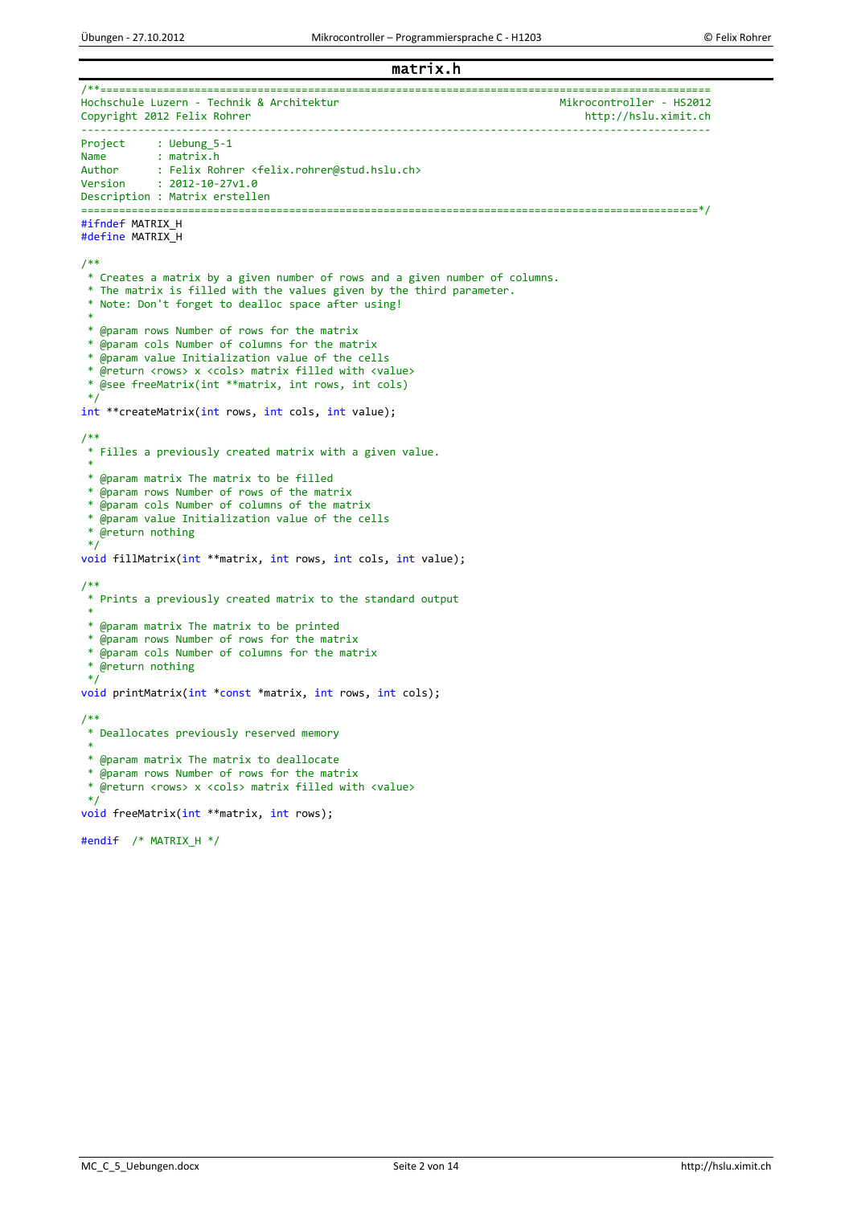## matrix.h

```c
/**================================================================================================
Hochschule Luzern - Technik & Architektur                                   Mikrocontroller - HS2012
Copyright 2012 Felix Rohrer                                                     http://hslu.ximit.ch
---------------------------------------------------------------------------------------------------
Project     : Uebung_5-1
Name        : matrix.h
Author      : Felix Rohrer <felix.rohrer@stud.hslu.ch>
Version     : 2012-10-27v1.0
Description : Matrix erstellen
================================================================================================*/
#ifndef MATRIX_H
#define MATRIX_H

/**
 * Creates a matrix by a given number of rows and a given number of columns.
 * The matrix is filled with the values given by the third parameter.
 * Note: Don't forget to dealloc space after using!
 *
 * @param rows Number of rows for the matrix
 * @param cols Number of columns for the matrix
 * @param value Initialization value of the cells
 * @return <rows> x <cols> matrix filled with <value>
 * @see freeMatrix(int **matrix, int rows, int cols)
 */
int **createMatrix(int rows, int cols, int value);

/**
 * Filles a previously created matrix with a given value.
 *
 * @param matrix The matrix to be filled
 * @param rows Number of rows of the matrix
 * @param cols Number of columns of the matrix
 * @param value Initialization value of the cells
 * @return nothing
 */
void fillMatrix(int **matrix, int rows, int cols, int value);

/**
 * Prints a previously created matrix to the standard output
 *
 * @param matrix The matrix to be printed
 * @param rows Number of rows for the matrix
 * @param cols Number of columns for the matrix
 * @return nothing
 */
void printMatrix(int *const *matrix, int rows, int cols);

/**
 * Deallocates previously reserved memory
 *
 * @param matrix The matrix to deallocate
 * @param rows Number of rows for the matrix
 * @return <rows> x <cols> matrix filled with <value>
 */
void freeMatrix(int **matrix, int rows);

#endif  /* MATRIX_H */
```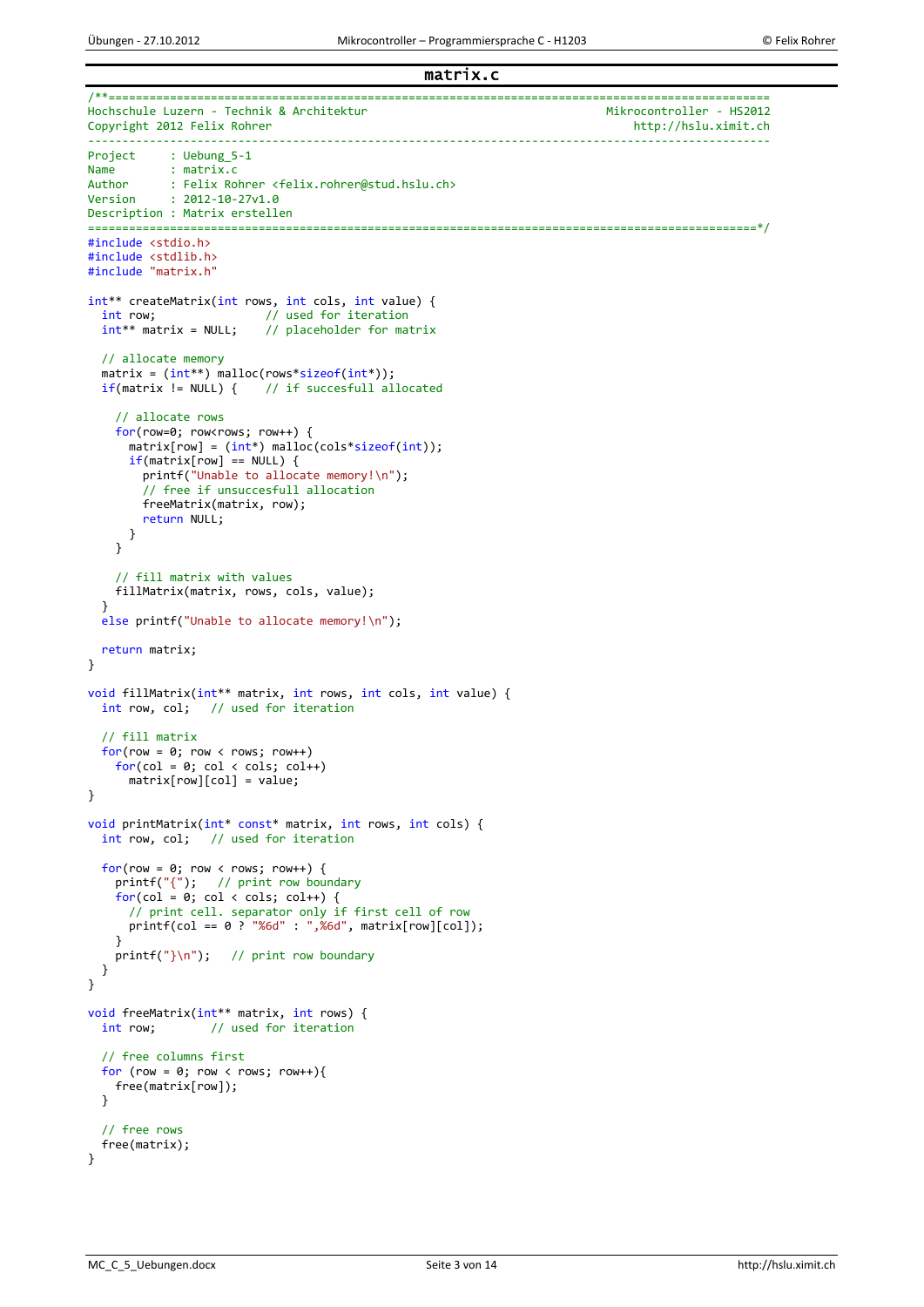# matrix.c

```c
/**================================================================================================
Hochschule Luzern - Technik & Architektur                                       Mikrocontroller - HS2012
Copyright 2012 Felix Rohrer                                                         http://hslu.ximit.ch
--------------------------------------------------------------------------------------------------
Project     : Uebung_5-1
Name        : matrix.c
Author      : Felix Rohrer <felix.rohrer@stud.hslu.ch>
Version     : 2012-10-27v1.0
Description : Matrix erstellen
================================================================================================*/
#include <stdio.h>
#include <stdlib.h>
#include "matrix.h"

int** createMatrix(int rows, int cols, int value) {
  int row;                // used for iteration
  int** matrix = NULL;    // placeholder for matrix

  // allocate memory
  matrix = (int**) malloc(rows*sizeof(int*));
  if(matrix != NULL) {    // if succesfull allocated

    // allocate rows
    for(row=0; row<rows; row++) {
      matrix[row] = (int*) malloc(cols*sizeof(int));
      if(matrix[row] == NULL) {
        printf("Unable to allocate memory!\n");
        // free if unsuccesfull allocation
        freeMatrix(matrix, row);
        return NULL;
      }
    }

    // fill matrix with values
    fillMatrix(matrix, rows, cols, value);
  }
  else printf("Unable to allocate memory!\n");

  return matrix;
}

void fillMatrix(int** matrix, int rows, int cols, int value) {
  int row, col;   // used for iteration

  // fill matrix
  for(row = 0; row < rows; row++)
    for(col = 0; col < cols; col++)
      matrix[row][col] = value;
}

void printMatrix(int* const* matrix, int rows, int cols) {
  int row, col;   // used for iteration

  for(row = 0; row < rows; row++) {
    printf("{");   // print row boundary
    for(col = 0; col < cols; col++) {
      // print cell. separator only if first cell of row
      printf(col == 0 ? "%6d" : ",%6d", matrix[row][col]);
    }
    printf("}\n");   // print row boundary
  }
}

void freeMatrix(int** matrix, int rows) {
  int row;        // used for iteration

  // free columns first
  for (row = 0; row < rows; row++){
    free(matrix[row]);
  }

  // free rows
  free(matrix);
}
```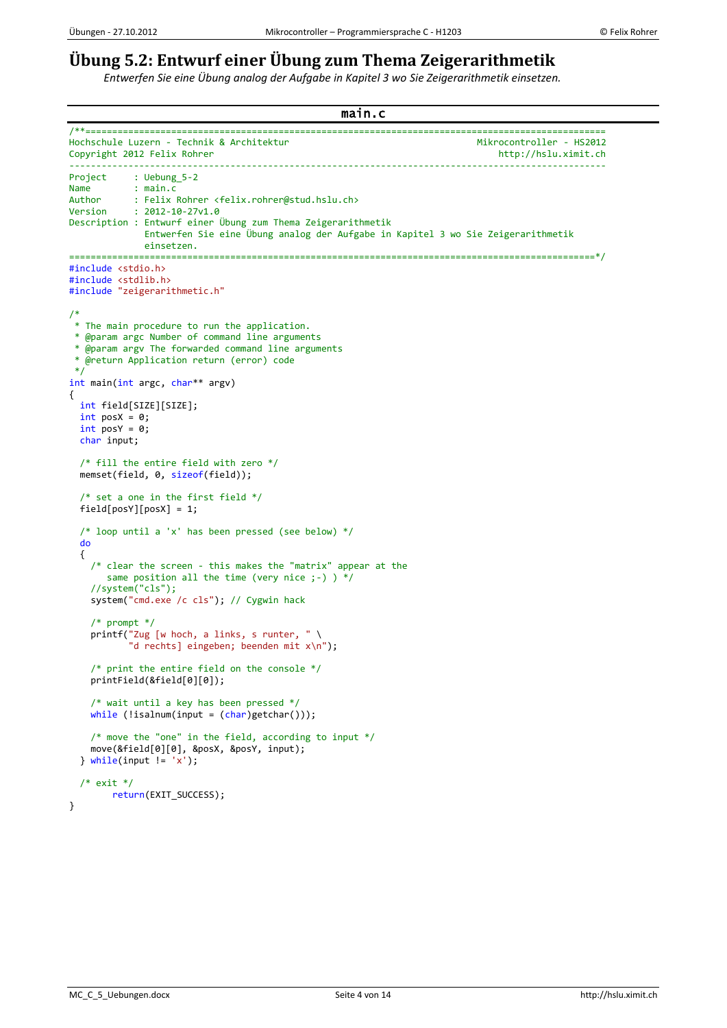# Übung 5.2: Entwurf einer Übung zum Thema Zeigerarithmetik

*Entwerfen Sie eine Übung analog der Aufgabe in Kapitel 3 wo Sie Zeigerarithmetik einsetzen.*

**main.c**

```c
/**============================================================================================
Hochschule Luzern - Technik & Architektur                               Mikrocontroller - HS2012
Copyright 2012 Felix Rohrer                                                 http://hslu.ximit.ch
------------------------------------------------------------------------------------------------
Project     : Uebung_5-2
Name        : main.c
Author      : Felix Rohrer <felix.rohrer@stud.hslu.ch>
Version     : 2012-10-27v1.0
Description : Entwurf einer Übung zum Thema Zeigerarithmetik
              Entwerfen Sie eine Übung analog der Aufgabe in Kapitel 3 wo Sie Zeigerarithmetik
              einsetzen.
============================================================================================*/
#include <stdio.h>
#include <stdlib.h>
#include "zeigerarithmetic.h"

/*
 * The main procedure to run the application.
 * @param argc Number of command line arguments
 * @param argv The forwarded command line arguments
 * @return Application return (error) code
 */
int main(int argc, char** argv)
{
  int field[SIZE][SIZE];
  int posX = 0;
  int posY = 0;
  char input;

  /* fill the entire field with zero */
  memset(field, 0, sizeof(field));

  /* set a one in the first field */
  field[posY][posX] = 1;

  /* loop until a 'x' has been pressed (see below) */
  do
  {
    /* clear the screen - this makes the "matrix" appear at the
       same position all the time (very nice ;-) ) */
    //system("cls");
    system("cmd.exe /c cls"); // Cygwin hack

    /* prompt */
    printf("Zug [w hoch, a links, s runter, " \
           "d rechts] eingeben; beenden mit x\n");

    /* print the entire field on the console */
    printField(&field[0][0]);

    /* wait until a key has been pressed */
    while (!isalnum(input = (char)getchar()));

    /* move the "one" in the field, according to input */
    move(&field[0][0], &posX, &posY, input);
  } while(input != 'x');

  /* exit */
        return(EXIT_SUCCESS);
}
```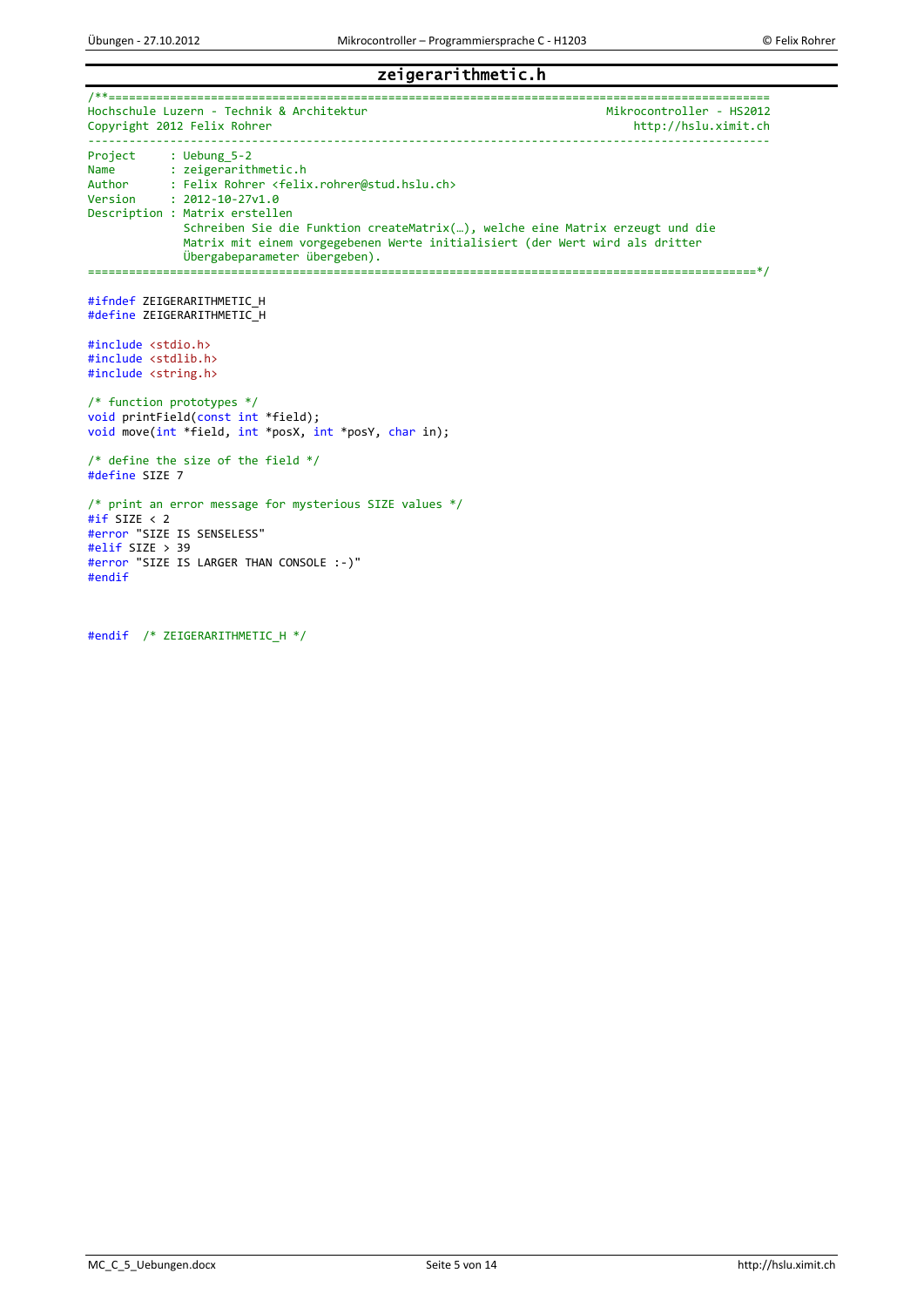## zeigerarithmetic.h

```c
/**================================================================================================
Hochschule Luzern - Technik & Architektur                                    Mikrocontroller - HS2012
Copyright 2012 Felix Rohrer                                                       http://hslu.ximit.ch
--------------------------------------------------------------------------------------------------
Project     : Uebung_5-2
Name        : zeigerarithmetic.h
Author      : Felix Rohrer <felix.rohrer@stud.hslu.ch>
Version     : 2012-10-27v1.0
Description : Matrix erstellen
              Schreiben Sie die Funktion createMatrix(…), welche eine Matrix erzeugt und die
              Matrix mit einem vorgegebenen Werte initialisiert (der Wert wird als dritter
              Übergabeparameter übergeben).
================================================================================================*/

#ifndef ZEIGERARITHMETIC_H
#define ZEIGERARITHMETIC_H

#include <stdio.h>
#include <stdlib.h>
#include <string.h>

/* function prototypes */
void printField(const int *field);
void move(int *field, int *posX, int *posY, char in);

/* define the size of the field */
#define SIZE 7

/* print an error message for mysterious SIZE values */
#if SIZE < 2
#error "SIZE IS SENSELESS"
#elif SIZE > 39
#error "SIZE IS LARGER THAN CONSOLE :-)"
#endif


#endif  /* ZEIGERARITHMETIC_H */
```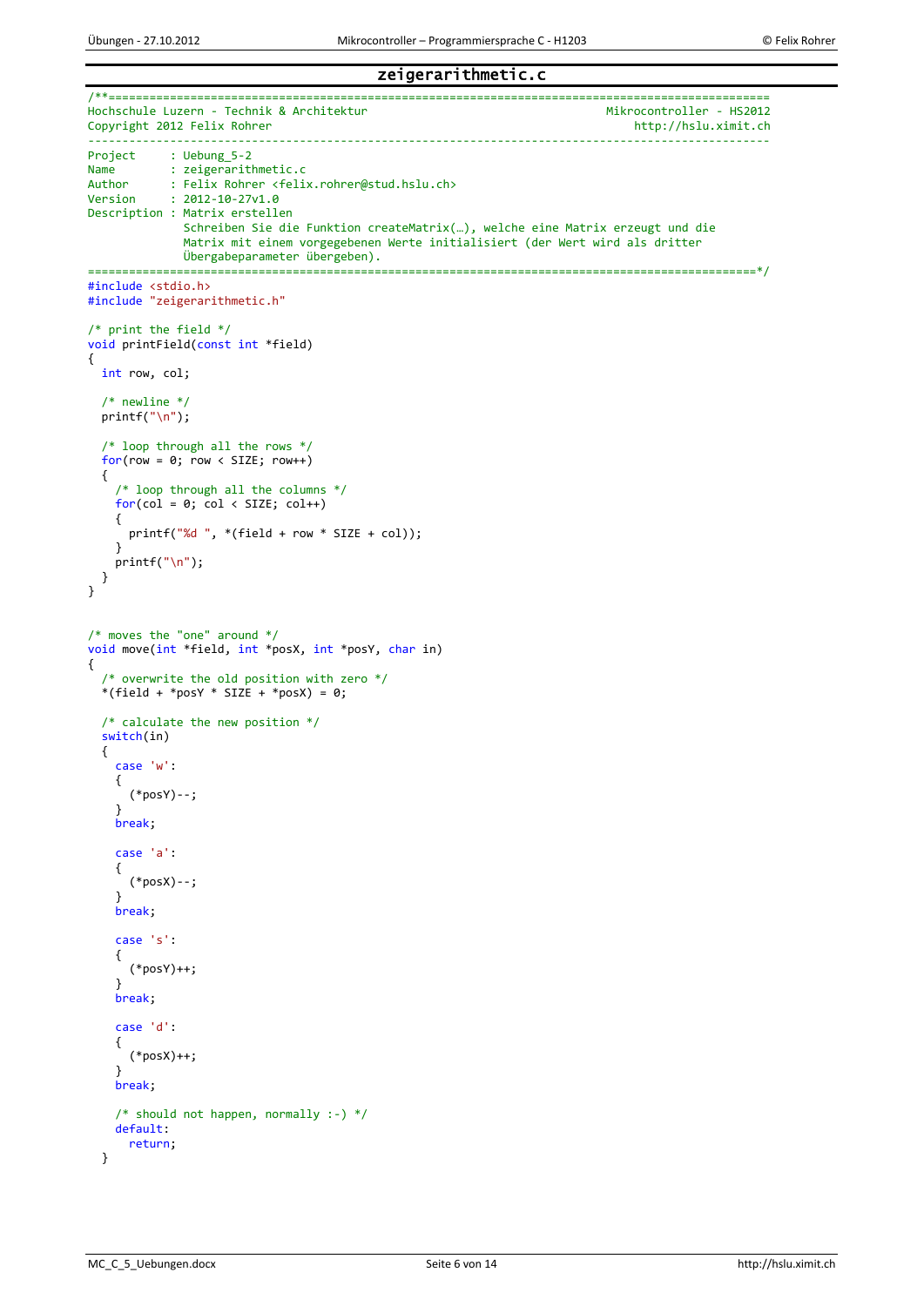## zeigerarithmetic.c

```c
/**==============================================================================================
Hochschule Luzern - Technik & Architektur                                    Mikrocontroller - HS2012
Copyright 2012 Felix Rohrer                                                     http://hslu.ximit.ch
-----------------------------------------------------------------------------------------------
Project     : Uebung_5-2
Name        : zeigerarithmetic.c
Author      : Felix Rohrer <felix.rohrer@stud.hslu.ch>
Version     : 2012-10-27v1.0
Description : Matrix erstellen
              Schreiben Sie die Funktion createMatrix(…), welche eine Matrix erzeugt und die
              Matrix mit einem vorgegebenen Werte initialisiert (der Wert wird als dritter
              Übergabeparameter übergeben).
==============================================================================================*/
#include <stdio.h>
#include "zeigerarithmetic.h"

/* print the field */
void printField(const int *field)
{
  int row, col;

  /* newline */
  printf("\n");

  /* loop through all the rows */
  for(row = 0; row < SIZE; row++)
  {
    /* loop through all the columns */
    for(col = 0; col < SIZE; col++)
    {
      printf("%d ", *(field + row * SIZE + col));
    }
    printf("\n");
  }
}


/* moves the "one" around */
void move(int *field, int *posX, int *posY, char in)
{
  /* overwrite the old position with zero */
  *(field + *posY * SIZE + *posX) = 0;

  /* calculate the new position */
  switch(in)
  {
    case 'w':
    {
      (*posY)--;
    }
    break;

    case 'a':
    {
      (*posX)--;
    }
    break;

    case 's':
    {
      (*posY)++;
    }
    break;

    case 'd':
    {
      (*posX)++;
    }
    break;

    /* should not happen, normally :-) */
    default:
      return;
  }
```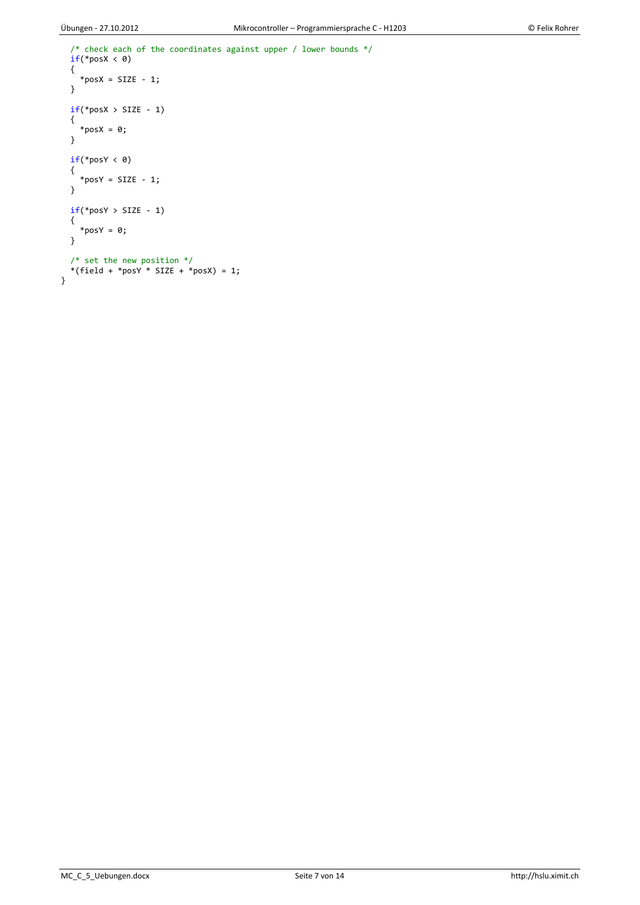```c
  /* check each of the coordinates against upper / lower bounds */
  if(*posX < 0)
  {
    *posX = SIZE - 1;
  }

  if(*posX > SIZE - 1)
  {
    *posX = 0;
  }

  if(*posY < 0)
  {
    *posY = SIZE - 1;
  }

  if(*posY > SIZE - 1)
  {
    *posY = 0;
  }

  /* set the new position */
  *(field + *posY * SIZE + *posX) = 1;
}
```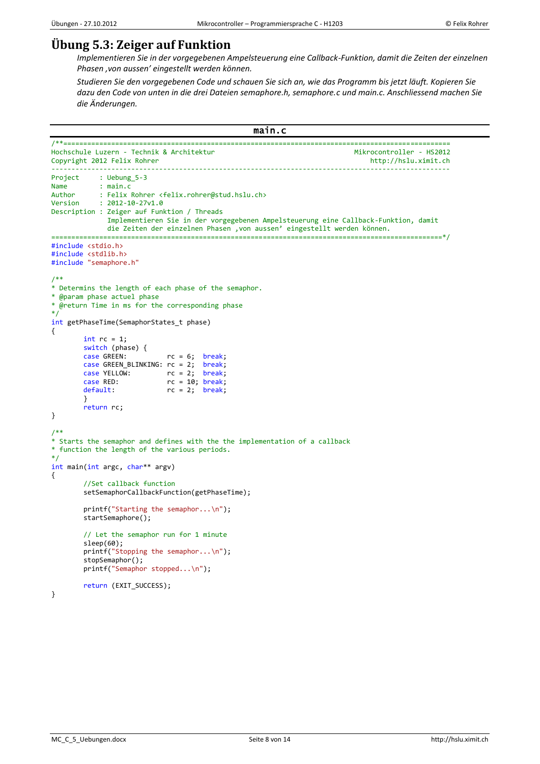# Übung 5.3: Zeiger auf Funktion

*Implementieren Sie in der vorgegebenen Ampelsteuerung eine Callback-Funktion, damit die Zeiten der einzelnen Phasen 'von aussen' eingestellt werden können.*

*Studieren Sie den vorgegebenen Code und schauen Sie sich an, wie das Programm bis jetzt läuft. Kopieren Sie dazu den Code von unten in die drei Dateien semaphore.h, semaphore.c und main.c. Anschliessend machen Sie die Änderungen.*

## main.c

```c
/**=============================================================================================
Hochschule Luzern - Technik & Architektur                                Mikrocontroller - HS2012
Copyright 2012 Felix Rohrer                                                  http://hslu.ximit.ch
-----------------------------------------------------------------------------------------------
Project     : Uebung_5-3
Name        : main.c
Author      : Felix Rohrer <felix.rohrer@stud.hslu.ch>
Version     : 2012-10-27v1.0
Description : Zeiger auf Funktion / Threads
              Implementieren Sie in der vorgegebenen Ampelsteuerung eine Callback-Funktion, damit
              die Zeiten der einzelnen Phasen 'von aussen' eingestellt werden können.
=============================================================================================*/
#include <stdio.h>
#include <stdlib.h>
#include "semaphore.h"

/**
* Determins the length of each phase of the semaphor.
* @param phase actuel phase
* @return Time in ms for the corresponding phase
*/
int getPhaseTime(SemaphorStates_t phase)
{
        int rc = 1;
        switch (phase) {
        case GREEN:           rc = 6;  break;
        case GREEN_BLINKING:  rc = 2;  break;
        case YELLOW:          rc = 2;  break;
        case RED:             rc = 10; break;
        default:              rc = 2;  break;
        }
        return rc;
}

/**
* Starts the semaphor and defines with the the implementation of a callback
* function the length of the various periods.
*/
int main(int argc, char** argv)
{
        //Set callback function
        setSemaphorCallbackFunction(getPhaseTime);

        printf("Starting the semaphor...\n");
        startSemaphore();

        // Let the semaphor run for 1 minute
        sleep(60);
        printf("Stopping the semaphor...\n");
        stopSemaphor();
        printf("Semaphor stopped...\n");

        return (EXIT_SUCCESS);
}
```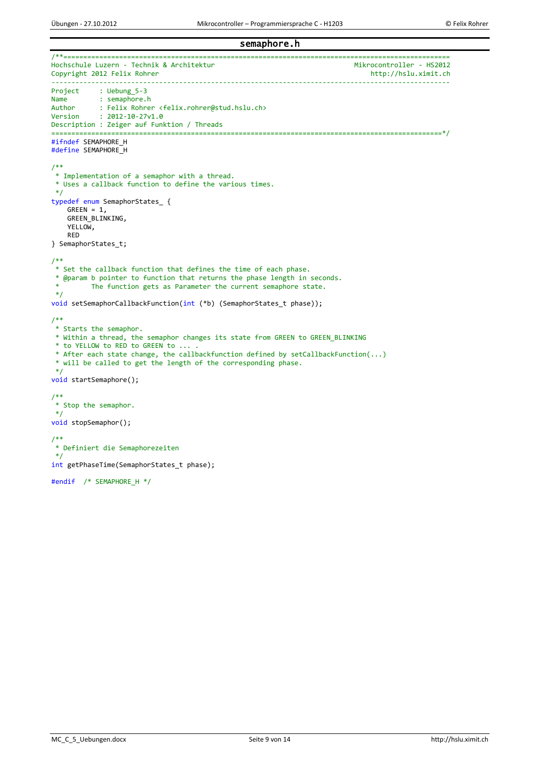## semaphore.h

```c
/**=================================================================================================
Hochschule Luzern - Technik & Architektur                                    Mikrocontroller - HS2012
Copyright 2012 Felix Rohrer                                                      http://hslu.ximit.ch
---------------------------------------------------------------------------------------------------
Project     : Uebung_5-3
Name        : semaphore.h
Author      : Felix Rohrer <felix.rohrer@stud.hslu.ch>
Version     : 2012-10-27v1.0
Description : Zeiger auf Funktion / Threads
=================================================================================================*/
#ifndef SEMAPHORE_H
#define SEMAPHORE_H

/**
 * Implementation of a semaphor with a thread.
 * Uses a callback function to define the various times.
 */
typedef enum SemaphorStates_ {
    GREEN = 1,
    GREEN_BLINKING,
    YELLOW,
    RED
} SemaphorStates_t;

/**
 * Set the callback function that defines the time of each phase.
 * @param b pointer to function that returns the phase length in seconds.
 *        The function gets as Parameter the current semaphore state.
 */
void setSemaphorCallbackFunction(int (*b) (SemaphorStates_t phase));

/**
 * Starts the semaphor.
 * Within a thread, the semaphor changes its state from GREEN to GREEN_BLINKING
 * to YELLOW to RED to GREEN to ... .
 * After each state change, the callbackfunction defined by setCallbackFunction(...)
 * will be called to get the length of the corresponding phase.
 */
void startSemaphore();

/**
 * Stop the semaphor.
 */
void stopSemaphor();

/**
 * Definiert die Semaphorezeiten
 */
int getPhaseTime(SemaphorStates_t phase);

#endif  /* SEMAPHORE_H */
```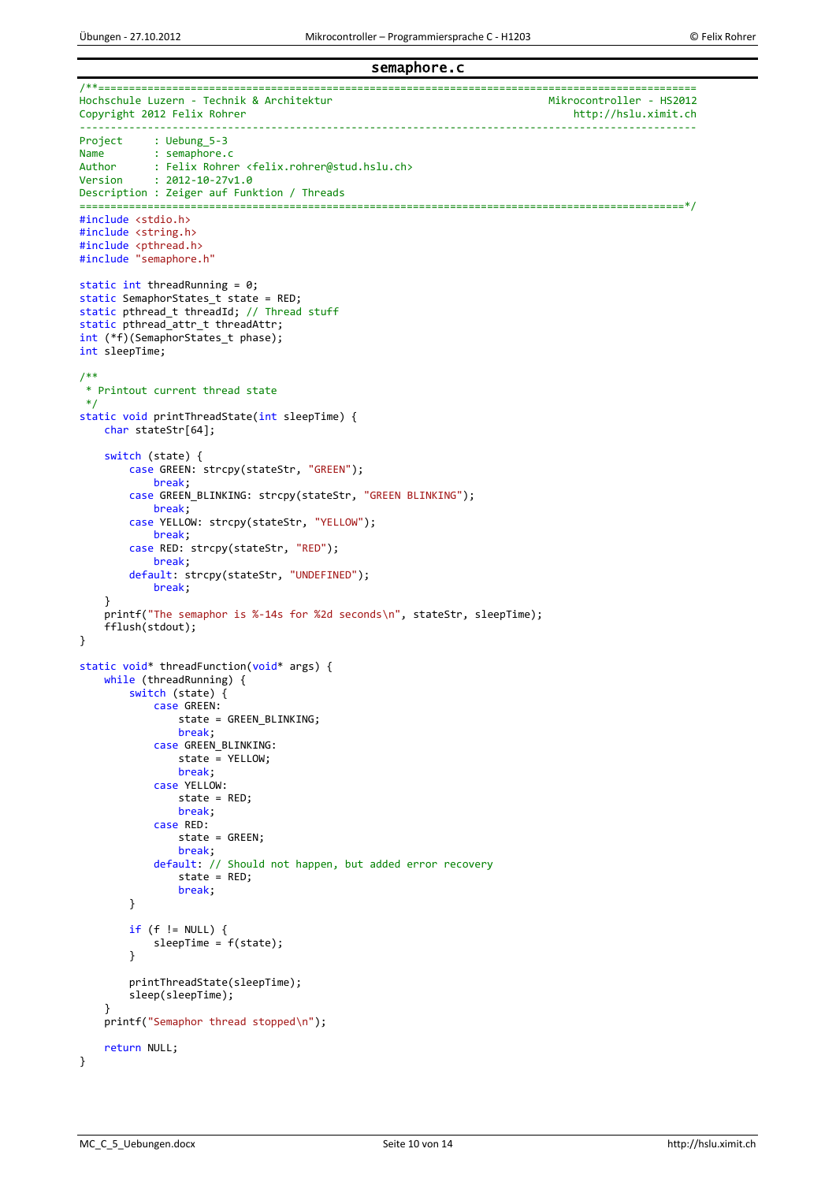## semaphore.c

```c
/**==============================================================================================
Hochschule Luzern - Technik & Architektur                                     Mikrocontroller - HS2012
Copyright 2012 Felix Rohrer                                                       http://hslu.ximit.ch
-------------------------------------------------------------------------------------------------
Project     : Uebung_5-3
Name        : semaphore.c
Author      : Felix Rohrer <felix.rohrer@stud.hslu.ch>
Version     : 2012-10-27v1.0
Description : Zeiger auf Funktion / Threads
=============================================================================================*/
#include <stdio.h>
#include <string.h>
#include <pthread.h>
#include "semaphore.h"

static int threadRunning = 0;
static SemaphorStates_t state = RED;
static pthread_t threadId; // Thread stuff
static pthread_attr_t threadAttr;
int (*f)(SemaphorStates_t phase);
int sleepTime;

/**
 * Printout current thread state
 */
static void printThreadState(int sleepTime) {
    char stateStr[64];

    switch (state) {
        case GREEN: strcpy(stateStr, "GREEN");
            break;
        case GREEN_BLINKING: strcpy(stateStr, "GREEN BLINKING");
            break;
        case YELLOW: strcpy(stateStr, "YELLOW");
            break;
        case RED: strcpy(stateStr, "RED");
            break;
        default: strcpy(stateStr, "UNDEFINED");
            break;
    }
    printf("The semaphor is %-14s for %2d seconds\n", stateStr, sleepTime);
    fflush(stdout);
}

static void* threadFunction(void* args) {
    while (threadRunning) {
        switch (state) {
            case GREEN:
                state = GREEN_BLINKING;
                break;
            case GREEN_BLINKING:
                state = YELLOW;
                break;
            case YELLOW:
                state = RED;
                break;
            case RED:
                state = GREEN;
                break;
            default: // Should not happen, but added error recovery
                state = RED;
                break;
        }

        if (f != NULL) {
            sleepTime = f(state);
        }

        printThreadState(sleepTime);
        sleep(sleepTime);
    }
    printf("Semaphor thread stopped\n");

    return NULL;
}
```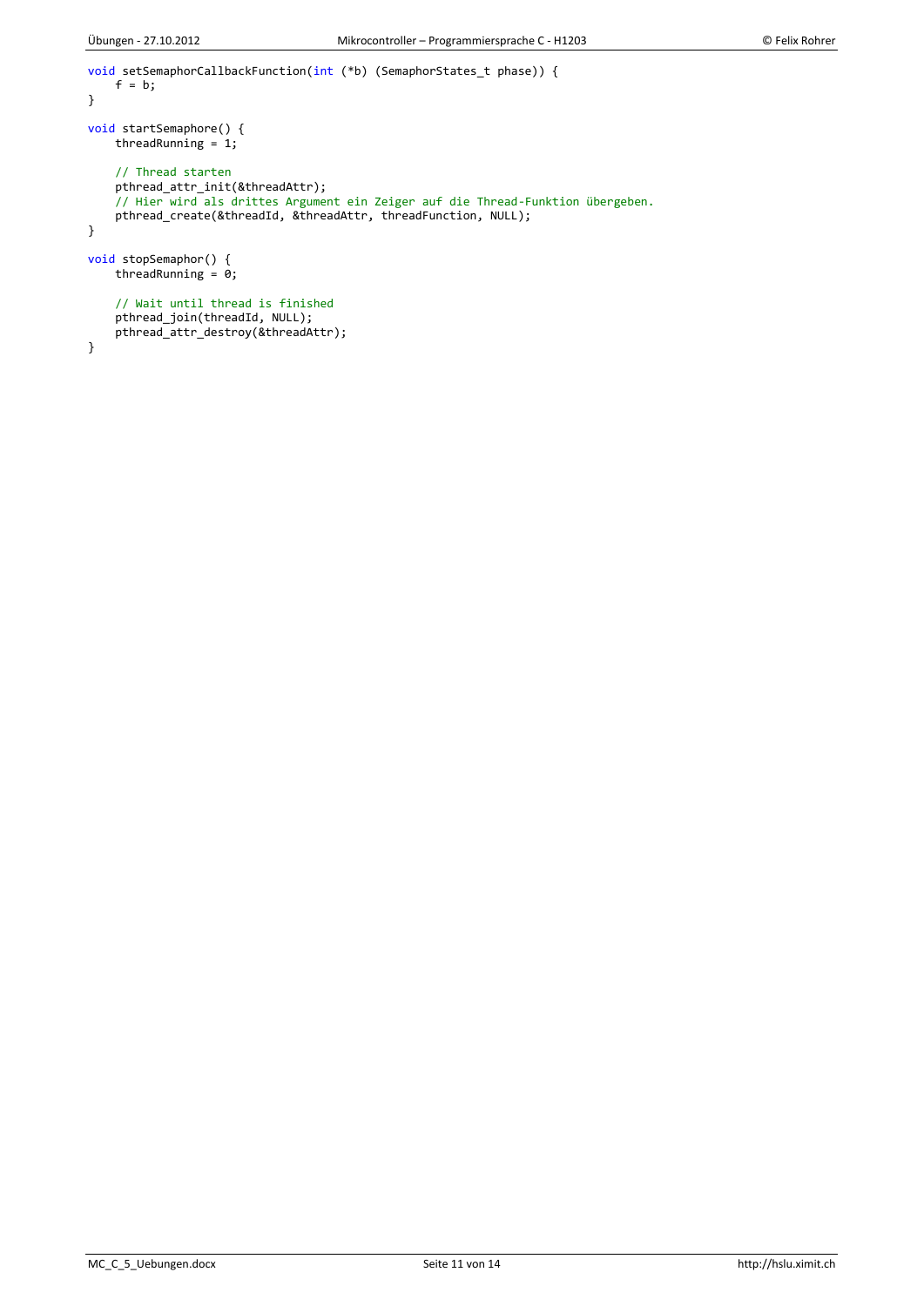```c
void setSemaphorCallbackFunction(int (*b) (SemaphorStates_t phase)) {
    f = b;
}

void startSemaphore() {
    threadRunning = 1;

    // Thread starten
    pthread_attr_init(&threadAttr);
    // Hier wird als drittes Argument ein Zeiger auf die Thread-Funktion übergeben.
    pthread_create(&threadId, &threadAttr, threadFunction, NULL);
}

void stopSemaphor() {
    threadRunning = 0;

    // Wait until thread is finished
    pthread_join(threadId, NULL);
    pthread_attr_destroy(&threadAttr);
}
```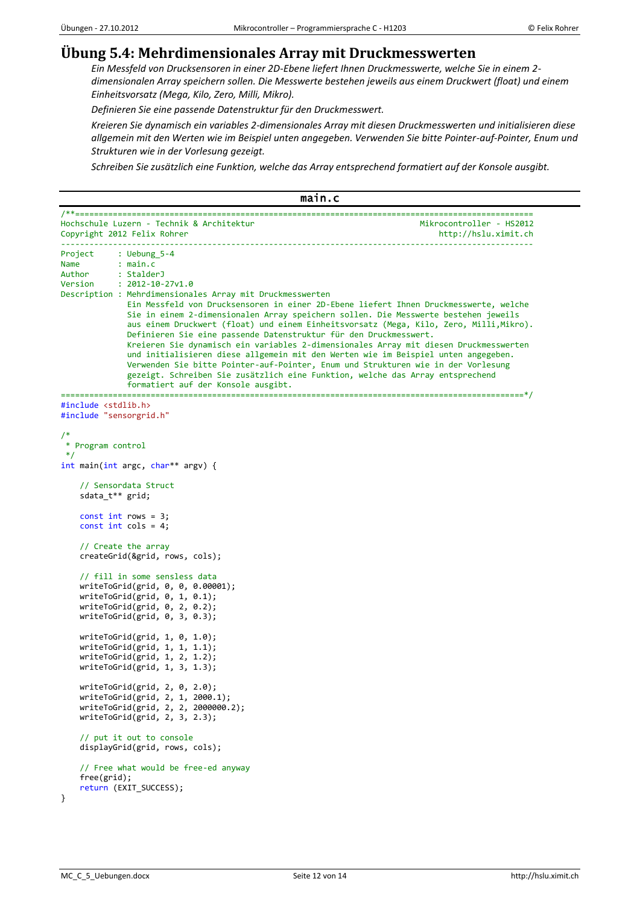# Übung 5.4: Mehrdimensionales Array mit Druckmesswerten

*Ein Messfeld von Drucksensoren in einer 2D-Ebene liefert Ihnen Druckmesswerte, welche Sie in einem 2-dimensionalen Array speichern sollen. Die Messwerte bestehen jeweils aus einem Druckwert (float) und einem Einheitsvorsatz (Mega, Kilo, Zero, Milli, Mikro).*

*Definieren Sie eine passende Datenstruktur für den Druckmesswert.*

*Kreieren Sie dynamisch ein variables 2-dimensionales Array mit diesen Druckmesswerten und initialisieren diese allgemein mit den Werten wie im Beispiel unten angegeben. Verwenden Sie bitte Pointer-auf-Pointer, Enum und Strukturen wie in der Vorlesung gezeigt.*

*Schreiben Sie zusätzlich eine Funktion, welche das Array entsprechend formatiert auf der Konsole ausgibt.*

**main.c**

```c
/**==============================================================================================
Hochschule Luzern - Technik & Architektur                                   Mikrocontroller - HS2012
Copyright 2012 Felix Rohrer                                                   http://hslu.ximit.ch
-----------------------------------------------------------------------------------------------
Project     : Uebung_5-4
Name        : main.c
Author      : StalderJ
Version     : 2012-10-27v1.0
Description : Mehrdimensionales Array mit Druckmesswerten
              Ein Messfeld von Drucksensoren in einer 2D-Ebene liefert Ihnen Druckmesswerte, welche
              Sie in einem 2-dimensionalen Array speichern sollen. Die Messwerte bestehen jeweils
              aus einem Druckwert (float) und einem Einheitsvorsatz (Mega, Kilo, Zero, Milli,Mikro).
              Definieren Sie eine passende Datenstruktur für den Druckmesswert.
              Kreieren Sie dynamisch ein variables 2-dimensionales Array mit diesen Druckmesswerten
              und initialisieren diese allgemein mit den Werten wie im Beispiel unten angegeben.
              Verwenden Sie bitte Pointer-auf-Pointer, Enum und Strukturen wie in der Vorlesung
              gezeigt. Schreiben Sie zusätzlich eine Funktion, welche das Array entsprechend
              formatiert auf der Konsole ausgibt.
==============================================================================================*/
#include <stdlib.h>
#include "sensorgrid.h"

/*
 * Program control
 */
int main(int argc, char** argv) {

    // Sensordata Struct
    sdata_t** grid;

    const int rows = 3;
    const int cols = 4;

    // Create the array
    createGrid(&grid, rows, cols);

    // fill in some sensless data
    writeToGrid(grid, 0, 0, 0.00001);
    writeToGrid(grid, 0, 1, 0.1);
    writeToGrid(grid, 0, 2, 0.2);
    writeToGrid(grid, 0, 3, 0.3);

    writeToGrid(grid, 1, 0, 1.0);
    writeToGrid(grid, 1, 1, 1.1);
    writeToGrid(grid, 1, 2, 1.2);
    writeToGrid(grid, 1, 3, 1.3);

    writeToGrid(grid, 2, 0, 2.0);
    writeToGrid(grid, 2, 1, 2000.1);
    writeToGrid(grid, 2, 2, 2000000.2);
    writeToGrid(grid, 2, 3, 2.3);

    // put it out to console
    displayGrid(grid, rows, cols);

    // Free what would be free-ed anyway
    free(grid);
    return (EXIT_SUCCESS);
}
```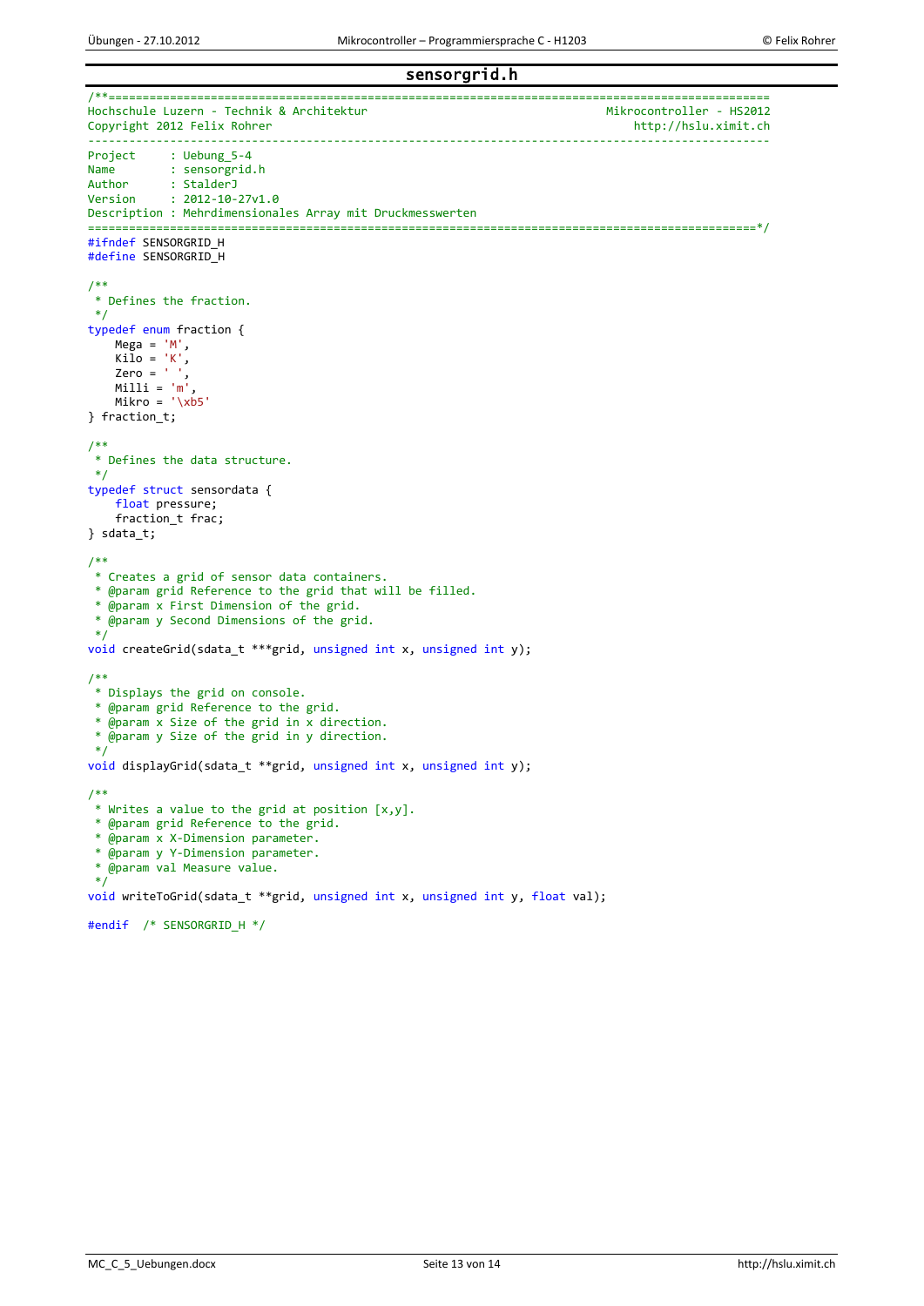# sensorgrid.h

```c
/**==============================================================================================
Hochschule Luzern - Technik & Architektur                                   Mikrocontroller - HS2012
Copyright 2012 Felix Rohrer                                                   http://hslu.ximit.ch
------------------------------------------------------------------------------------------------
Project     : Uebung_5-4
Name        : sensorgrid.h
Author      : StalderJ
Version     : 2012-10-27v1.0
Description : Mehrdimensionales Array mit Druckmesswerten
==============================================================================================*/
#ifndef SENSORGRID_H
#define SENSORGRID_H

/**
 * Defines the fraction.
 */
typedef enum fraction {
    Mega = 'M',
    Kilo = 'K',
    Zero = ' ',
    Milli = 'm',
    Mikro = '\xb5'
} fraction_t;

/**
 * Defines the data structure.
 */
typedef struct sensordata {
    float pressure;
    fraction_t frac;
} sdata_t;

/**
 * Creates a grid of sensor data containers.
 * @param grid Reference to the grid that will be filled.
 * @param x First Dimension of the grid.
 * @param y Second Dimensions of the grid.
 */
void createGrid(sdata_t ***grid, unsigned int x, unsigned int y);

/**
 * Displays the grid on console.
 * @param grid Reference to the grid.
 * @param x Size of the grid in x direction.
 * @param y Size of the grid in y direction.
 */
void displayGrid(sdata_t **grid, unsigned int x, unsigned int y);

/**
 * Writes a value to the grid at position [x,y].
 * @param grid Reference to the grid.
 * @param x X-Dimension parameter.
 * @param y Y-Dimension parameter.
 * @param val Measure value.
 */
void writeToGrid(sdata_t **grid, unsigned int x, unsigned int y, float val);

#endif  /* SENSORGRID_H */
```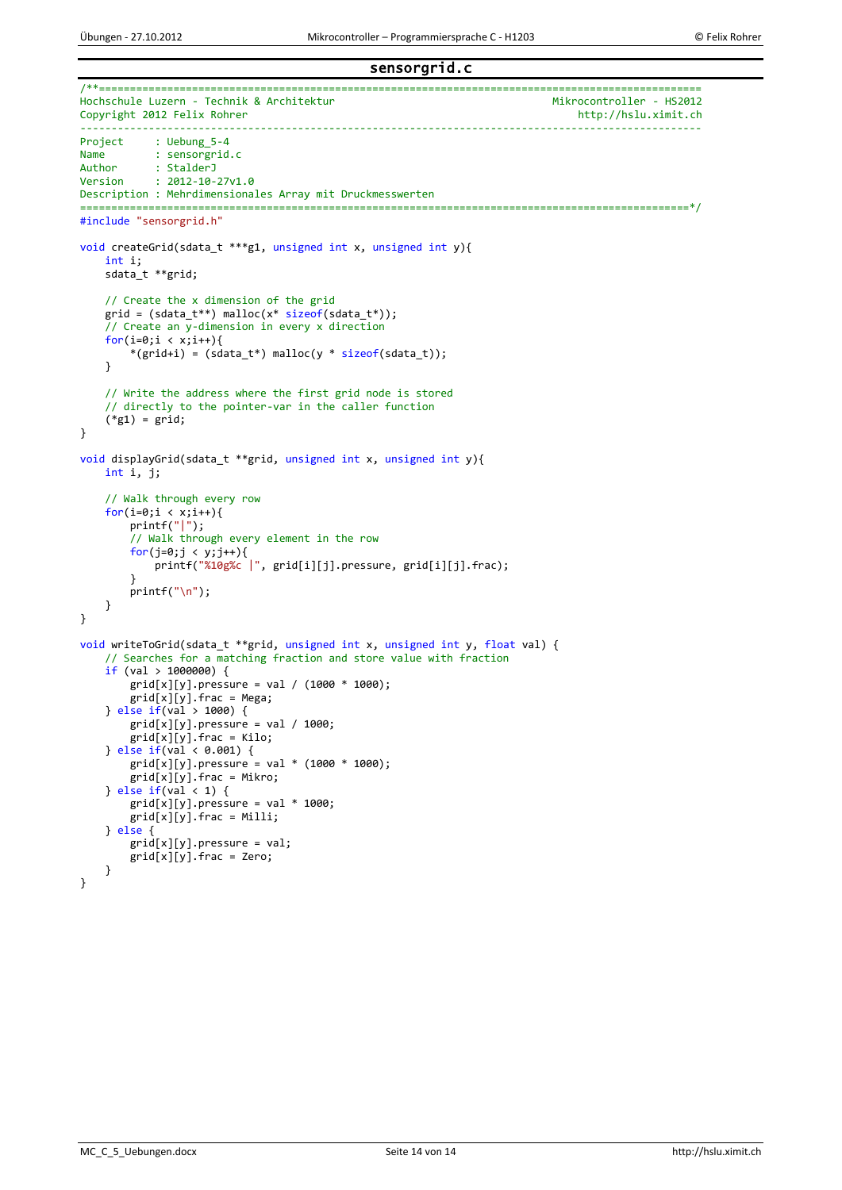# sensorgrid.c

```c
/**=================================================================================================
Hochschule Luzern - Technik & Architektur                                    Mikrocontroller - HS2012
Copyright 2012 Felix Rohrer                                                     http://hslu.ximit.ch
----------------------------------------------------------------------------------------------------
Project     : Uebung_5-4
Name        : sensorgrid.c
Author      : StalderJ
Version     : 2012-10-27v1.0
Description : Mehrdimensionales Array mit Druckmesswerten
=================================================================================================*/
#include "sensorgrid.h"

void createGrid(sdata_t ***g1, unsigned int x, unsigned int y){
    int i;
    sdata_t **grid;

    // Create the x dimension of the grid
    grid = (sdata_t**) malloc(x* sizeof(sdata_t*));
    // Create an y-dimension in every x direction
    for(i=0;i < x;i++){
        *(grid+i) = (sdata_t*) malloc(y * sizeof(sdata_t));
    }

    // Write the address where the first grid node is stored
    // directly to the pointer-var in the caller function
    (*g1) = grid;
}

void displayGrid(sdata_t **grid, unsigned int x, unsigned int y){
    int i, j;

    // Walk through every row
    for(i=0;i < x;i++){
        printf("|");
        // Walk through every element in the row
        for(j=0;j < y;j++){
            printf("%10g%c |", grid[i][j].pressure, grid[i][j].frac);
        }
        printf("\n");
    }
}

void writeToGrid(sdata_t **grid, unsigned int x, unsigned int y, float val) {
    // Searches for a matching fraction and store value with fraction
    if (val > 1000000) {
        grid[x][y].pressure = val / (1000 * 1000);
        grid[x][y].frac = Mega;
    } else if(val > 1000) {
        grid[x][y].pressure = val / 1000;
        grid[x][y].frac = Kilo;
    } else if(val < 0.001) {
        grid[x][y].pressure = val * (1000 * 1000);
        grid[x][y].frac = Mikro;
    } else if(val < 1) {
        grid[x][y].pressure = val * 1000;
        grid[x][y].frac = Milli;
    } else {
        grid[x][y].pressure = val;
        grid[x][y].frac = Zero;
    }
}
```